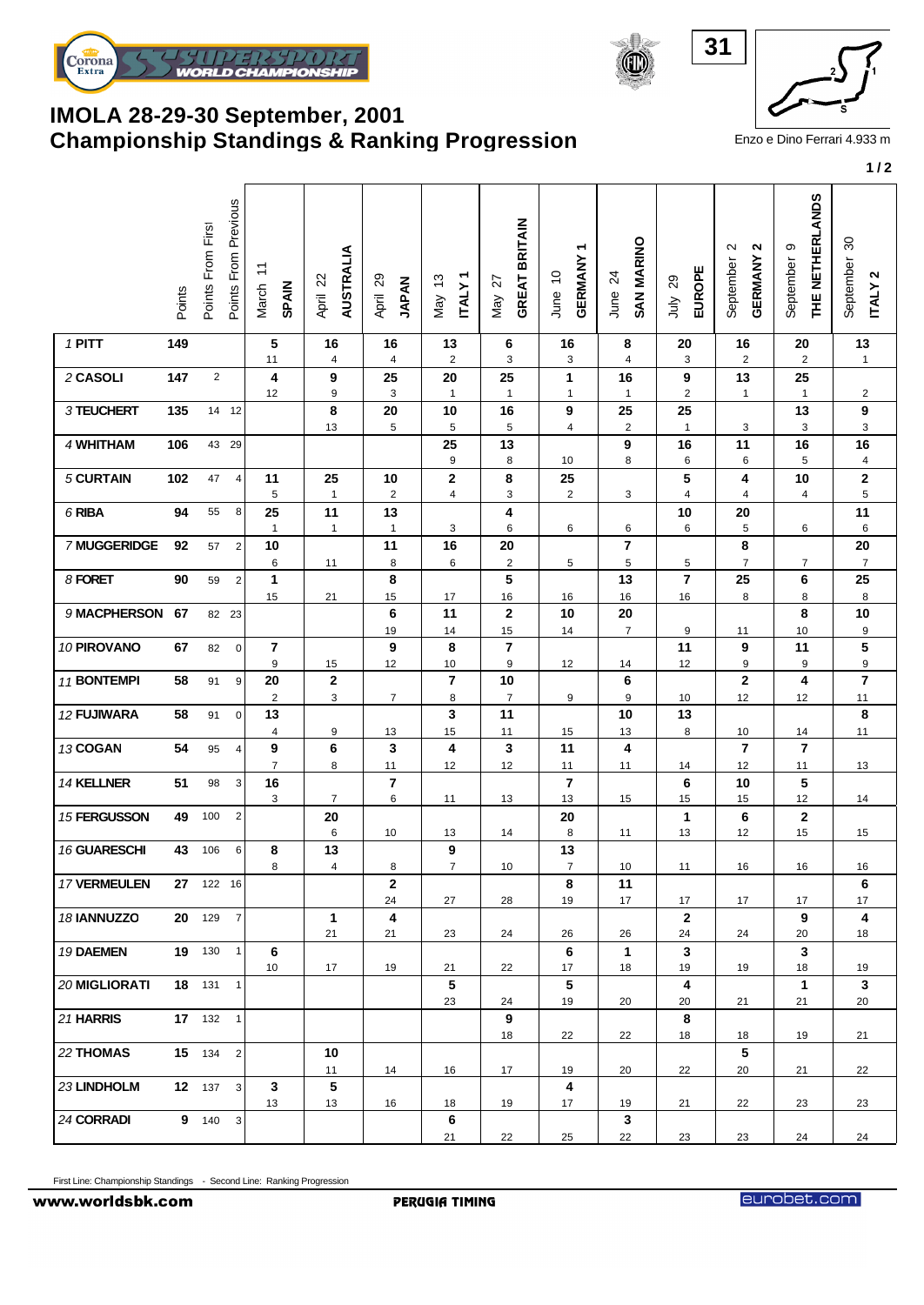# IMOLA 28-29-30 September, 2001
# Championship Standings & Ranking Progression

Enzo e Dino Ferrari 4.933 m

| Rider | Points | Points From First | Points From Previous | March 11 SPAIN | April 22 AUSTRALIA | April 29 JAPAN | May 13 ITALY 1 | May 27 GREAT BRITAIN | June 10 GERMANY 1 | June 24 SAN MARINO | July 29 EUROPE | September 2 GERMANY 2 | September 9 THE NETHERLANDS | September 30 ITALY 2 |
|---|---|---|---|---|---|---|---|---|---|---|---|---|---|---|
| 1 PITT | 149 | | | 5 | 16 | 16 | 13 | 6 | 16 | 8 | 20 | 16 | 20 | 13 |
| | | | | 11 | 4 | 4 | 2 | 3 | 3 | 4 | 3 | 2 | 2 | 1 |
| 2 CASOLI | 147 | 2 | | 4 | 9 | 25 | 20 | 25 | 1 | 16 | 9 | 13 | 25 | |
| | | | | 12 | 9 | 3 | 1 | 1 | 1 | 1 | 2 | 1 | 1 | 2 |
| 3 TEUCHERT | 135 | 14 | 12 | | 8 | 20 | 10 | 16 | 9 | 25 | 25 | | 13 | 9 |
| | | | | | 13 | 5 | 5 | 5 | 4 | 2 | 1 | 3 | 3 | 3 |
| 4 WHITHAM | 106 | 43 | 29 | | | | 25 | 13 | | 9 | 16 | 11 | 16 | 16 |
| | | | | | | | 9 | 8 | 10 | 8 | 6 | 6 | 5 | 4 |
| 5 CURTAIN | 102 | 47 | 4 | 11 | 25 | 10 | 2 | 8 | 25 | | 5 | 4 | 10 | 2 |
| | | | | 5 | 1 | 2 | 4 | 3 | 2 | 3 | 4 | 4 | 4 | 5 |
| 6 RIBA | 94 | 55 | 8 | 25 | 11 | 13 | | 4 | | | 10 | 20 | | 11 |
| | | | | 1 | 1 | 1 | 3 | 6 | 6 | 6 | 6 | 5 | 6 | 6 |
| 7 MUGGERIDGE | 92 | 57 | 2 | 10 | | 11 | 16 | 20 | | 7 | | 8 | | 20 |
| | | | | 6 | 11 | 8 | 6 | 2 | 5 | 5 | 5 | 7 | 7 | 7 |
| 8 FORET | 90 | 59 | 2 | 1 | | 8 | | 5 | | 13 | 7 | 25 | 6 | 25 |
| | | | | 15 | 21 | 15 | 17 | 16 | 16 | 16 | 16 | 8 | 8 | 8 |
| 9 MACPHERSON | 67 | 82 | 23 | | | 6 | 11 | 2 | 10 | 20 | | | 8 | 10 |
| | | | | | | 19 | 14 | 15 | 14 | 7 | 9 | 11 | 10 | 9 |
| 10 PIROVANO | 67 | 82 | 0 | 7 | | 9 | 8 | 7 | | | 11 | 9 | 11 | 5 |
| | | | | 9 | 15 | 12 | 10 | 9 | 12 | 14 | 12 | 9 | 9 | 9 |
| 11 BONTEMPI | 58 | 91 | 9 | 20 | 2 | | 7 | 10 | | 6 | | 2 | 4 | 7 |
| | | | | 2 | 3 | 7 | 8 | 7 | 9 | 9 | 10 | 12 | 12 | 11 |
| 12 FUJIWARA | 58 | 91 | 0 | 13 | | | 3 | 11 | | 10 | 13 | | | 8 |
| | | | | 4 | 9 | 13 | 15 | 11 | 15 | 13 | 8 | 10 | 14 | 11 |
| 13 COGAN | 54 | 95 | 4 | 9 | 6 | 3 | 4 | 3 | 11 | 4 | | 7 | 7 | |
| | | | | 7 | 8 | 11 | 12 | 12 | 11 | 11 | 14 | 12 | 11 | 13 |
| 14 KELLNER | 51 | 98 | 3 | 16 | | 7 | | | 7 | | 6 | 10 | 5 | |
| | | | | 3 | 7 | 6 | 11 | 13 | 13 | 15 | 15 | 15 | 12 | 14 |
| 15 FERGUSSON | 49 | 100 | 2 | | 20 | | | | 20 | | 1 | 6 | 2 | |
| | | | | | 6 | 10 | 13 | 14 | 8 | 11 | 13 | 12 | 15 | 15 |
| 16 GUARESCHI | 43 | 106 | 6 | 8 | 13 | | 9 | | 13 | | | | | |
| | | | | 8 | 4 | 8 | 7 | 10 | 7 | 10 | 11 | 16 | 16 | 16 |
| 17 VERMEULEN | 27 | 122 | 16 | | | 2 | | | 8 | 11 | | | | 6 |
| | | | | | | 24 | 27 | 28 | 19 | 17 | 17 | 17 | 17 | 17 |
| 18 IANNUZZO | 20 | 129 | 7 | | 1 | 4 | | | | | 2 | | 9 | 4 |
| | | | | | 21 | 21 | 23 | 24 | 26 | 26 | 24 | 24 | 20 | 18 |
| 19 DAEMEN | 19 | 130 | 1 | 6 | | | | | 6 | 1 | 3 | | 3 | |
| | | | | 10 | 17 | 19 | 21 | 22 | 17 | 18 | 19 | 19 | 18 | 19 |
| 20 MIGLIORATI | 18 | 131 | 1 | | | | 5 | | 5 | | 4 | | 1 | 3 |
| | | | | | | | 23 | 24 | 19 | 20 | 20 | 21 | 21 | 20 |
| 21 HARRIS | 17 | 132 | 1 | | | | | 9 | | | 8 | | | |
| | | | | | | | | 18 | 22 | 22 | 18 | 18 | 19 | 21 |
| 22 THOMAS | 15 | 134 | 2 | | 10 | | | | | | | 5 | | |
| | | | | | 11 | 14 | 16 | 17 | 19 | 20 | 22 | 20 | 21 | 22 |
| 23 LINDHOLM | 12 | 137 | 3 | 3 | 5 | | | | 4 | | | | | |
| | | | | 13 | 13 | 16 | 18 | 19 | 17 | 19 | 21 | 22 | 23 | 23 |
| 24 CORRADI | 9 | 140 | 3 | | | | 6 | | | 3 | | | | |
| | | | | | | | 21 | 22 | 25 | 22 | 23 | 23 | 24 | 24 |

First Line: Championship Standings - Second Line: Ranking Progression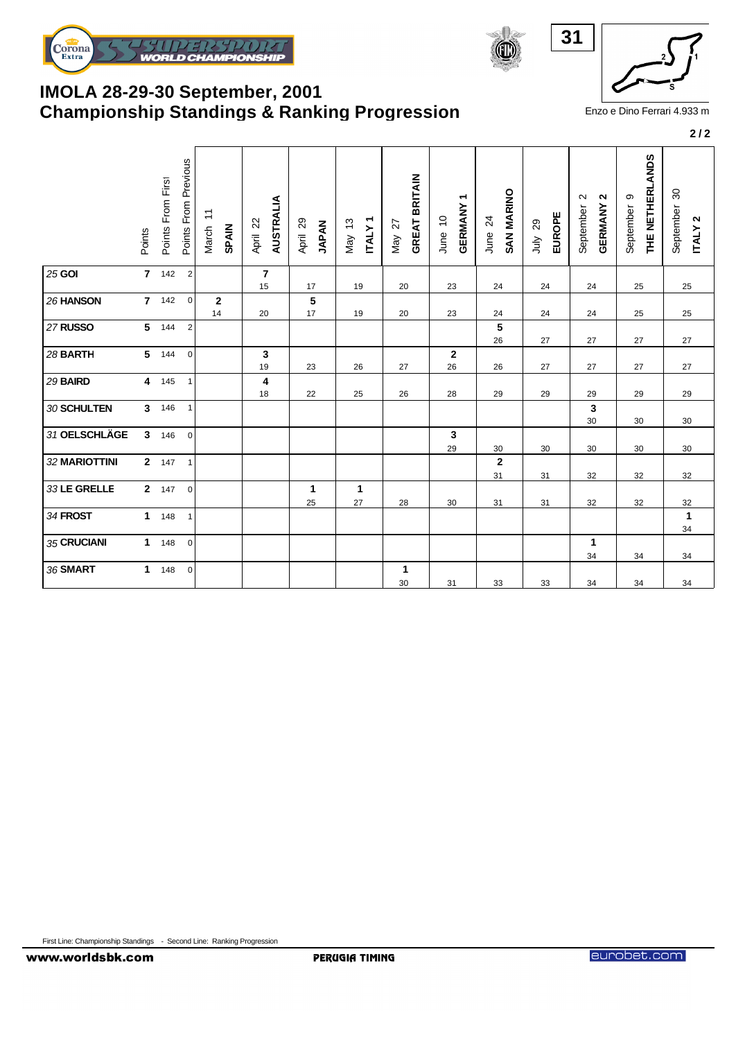# IMOLA 28-29-30 September, 2001
# Championship Standings & Ranking Progression

Enzo e Dino Ferrari 4.933 m

| | Points | Points From First | Points From Previous | March 11 SPAIN | April 22 AUSTRALIA | April 29 JAPAN | May 13 ITALY 1 | May 27 GREAT BRITAIN | June 10 GERMANY 1 | June 24 SAN MARINO | July 29 EUROPE | September 2 GERMANY 2 | September 9 THE NETHERLANDS | September 30 ITALY 2 |
|---|---|---|---|---|---|---|---|---|---|---|---|---|---|---|
| *25* **GOI** | **7** | 142 | 2 | | **7** 15 | 17 | 19 | 20 | 23 | 24 | 24 | 24 | 25 | 25 |
| *26* **HANSON** | **7** | 142 | 0 | **2** 14 | 20 | **5** 17 | 19 | 20 | 23 | 24 | 24 | 24 | 25 | 25 |
| *27* **RUSSO** | **5** | 144 | 2 | | | | | | | **5** 26 | 27 | 27 | 27 | 27 |
| *28* **BARTH** | **5** | 144 | 0 | | **3** 19 | 23 | 26 | 27 | **2** 26 | 26 | 27 | 27 | 27 | 27 |
| *29* **BAIRD** | **4** | 145 | 1 | | **4** 18 | 22 | 25 | 26 | 28 | 29 | 29 | 29 | 29 | 29 |
| *30* **SCHULTEN** | **3** | 146 | 1 | | | | | | | | | **3** 30 | 30 | 30 |
| *31* **OELSCHLÄGE** | **3** | 146 | 0 | | | | | | **3** 29 | 30 | 30 | 30 | 30 | 30 |
| *32* **MARIOTTINI** | **2** | 147 | 1 | | | | | | | **2** 31 | 31 | 32 | 32 | 32 |
| *33* **LE GRELLE** | **2** | 147 | 0 | | | **1** 25 | **1** 27 | 28 | 30 | 31 | 31 | 32 | 32 | 32 |
| *34* **FROST** | **1** | 148 | 1 | | | | | | | | | | | **1** 34 |
| *35* **CRUCIANI** | **1** | 148 | 0 | | | | | | | | | **1** 34 | 34 | 34 |
| *36* **SMART** | **1** | 148 | 0 | | | | | **1** 30 | 31 | 33 | 33 | 34 | 34 | 34 |

First Line: Championship Standings - Second Line: Ranking Progression